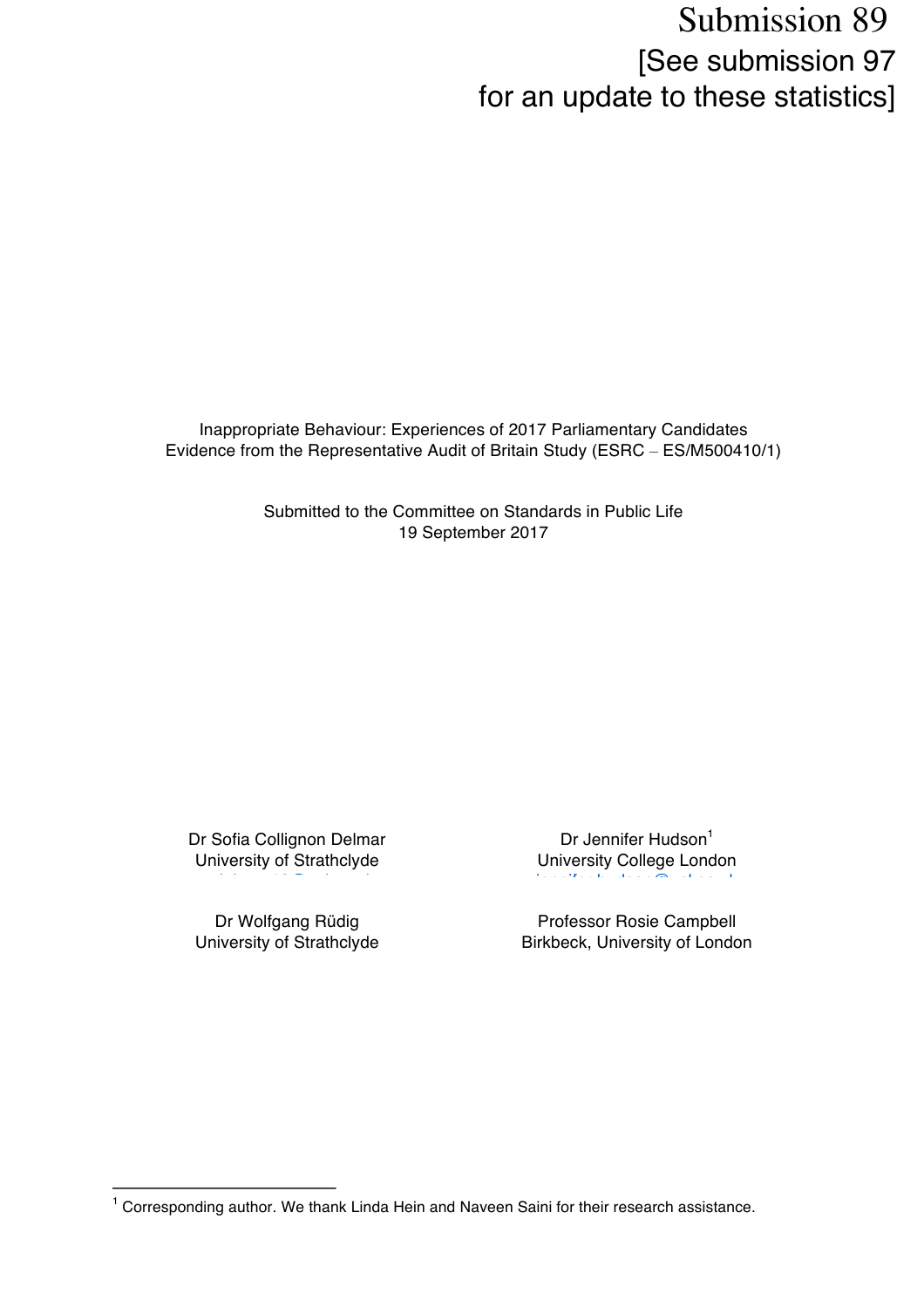Submission 89
[See submission 97 for an update to these statistics]

Inappropriate Behaviour: Experiences of 2017 Parliamentary Candidates
Evidence from the Representative Audit of Britain Study (ESRC – ES/M500410/1)

Submitted to the Committee on Standards in Public Life
19 September 2017

Dr Sofia Collignon Delmar
University of Strathclyde

Dr Jennifer Hudson[1]
University College London

Dr Wolfgang Rüdig
University of Strathclyde

Professor Rosie Campbell
Birkbeck, University of London

[1] Corresponding author. We thank Linda Hein and Naveen Saini for their research assistance.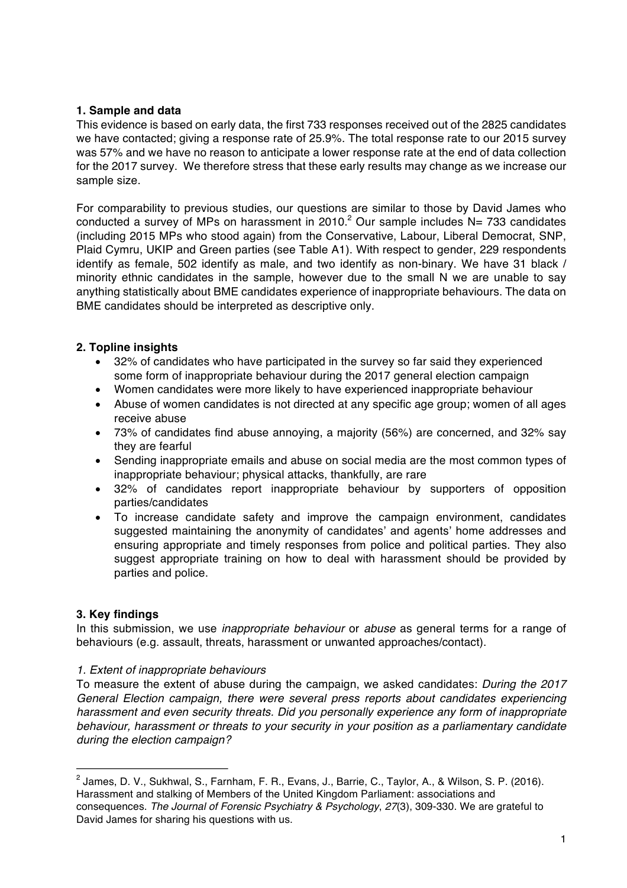### 1. Sample and data

This evidence is based on early data, the first 733 responses received out of the 2825 candidates we have contacted; giving a response rate of 25.9%. The total response rate to our 2015 survey was 57% and we have no reason to anticipate a lower response rate at the end of data collection for the 2017 survey. We therefore stress that these early results may change as we increase our sample size.

For comparability to previous studies, our questions are similar to those by David James who conducted a survey of MPs on harassment in 2010.[2] Our sample includes N= 733 candidates (including 2015 MPs who stood again) from the Conservative, Labour, Liberal Democrat, SNP, Plaid Cymru, UKIP and Green parties (see Table A1). With respect to gender, 229 respondents identify as female, 502 identify as male, and two identify as non-binary. We have 31 black / minority ethnic candidates in the sample, however due to the small N we are unable to say anything statistically about BME candidates experience of inappropriate behaviours. The data on BME candidates should be interpreted as descriptive only.

### 2. Topline insights

- 32% of candidates who have participated in the survey so far said they experienced some form of inappropriate behaviour during the 2017 general election campaign
- Women candidates were more likely to have experienced inappropriate behaviour
- Abuse of women candidates is not directed at any specific age group; women of all ages receive abuse
- 73% of candidates find abuse annoying, a majority (56%) are concerned, and 32% say they are fearful
- Sending inappropriate emails and abuse on social media are the most common types of inappropriate behaviour; physical attacks, thankfully, are rare
- 32% of candidates report inappropriate behaviour by supporters of opposition parties/candidates
- To increase candidate safety and improve the campaign environment, candidates suggested maintaining the anonymity of candidates' and agents' home addresses and ensuring appropriate and timely responses from police and political parties. They also suggest appropriate training on how to deal with harassment should be provided by parties and police.

### 3. Key findings

In this submission, we use *inappropriate behaviour* or *abuse* as general terms for a range of behaviours (e.g. assault, threats, harassment or unwanted approaches/contact).

*1. Extent of inappropriate behaviours*

To measure the extent of abuse during the campaign, we asked candidates: *During the 2017 General Election campaign, there were several press reports about candidates experiencing harassment and even security threats. Did you personally experience any form of inappropriate behaviour, harassment or threats to your security in your position as a parliamentary candidate during the election campaign?*

---

[2] James, D. V., Sukhwal, S., Farnham, F. R., Evans, J., Barrie, C., Taylor, A., & Wilson, S. P. (2016). Harassment and stalking of Members of the United Kingdom Parliament: associations and consequences. *The Journal of Forensic Psychiatry & Psychology*, *27*(3), 309-330. We are grateful to David James for sharing his questions with us.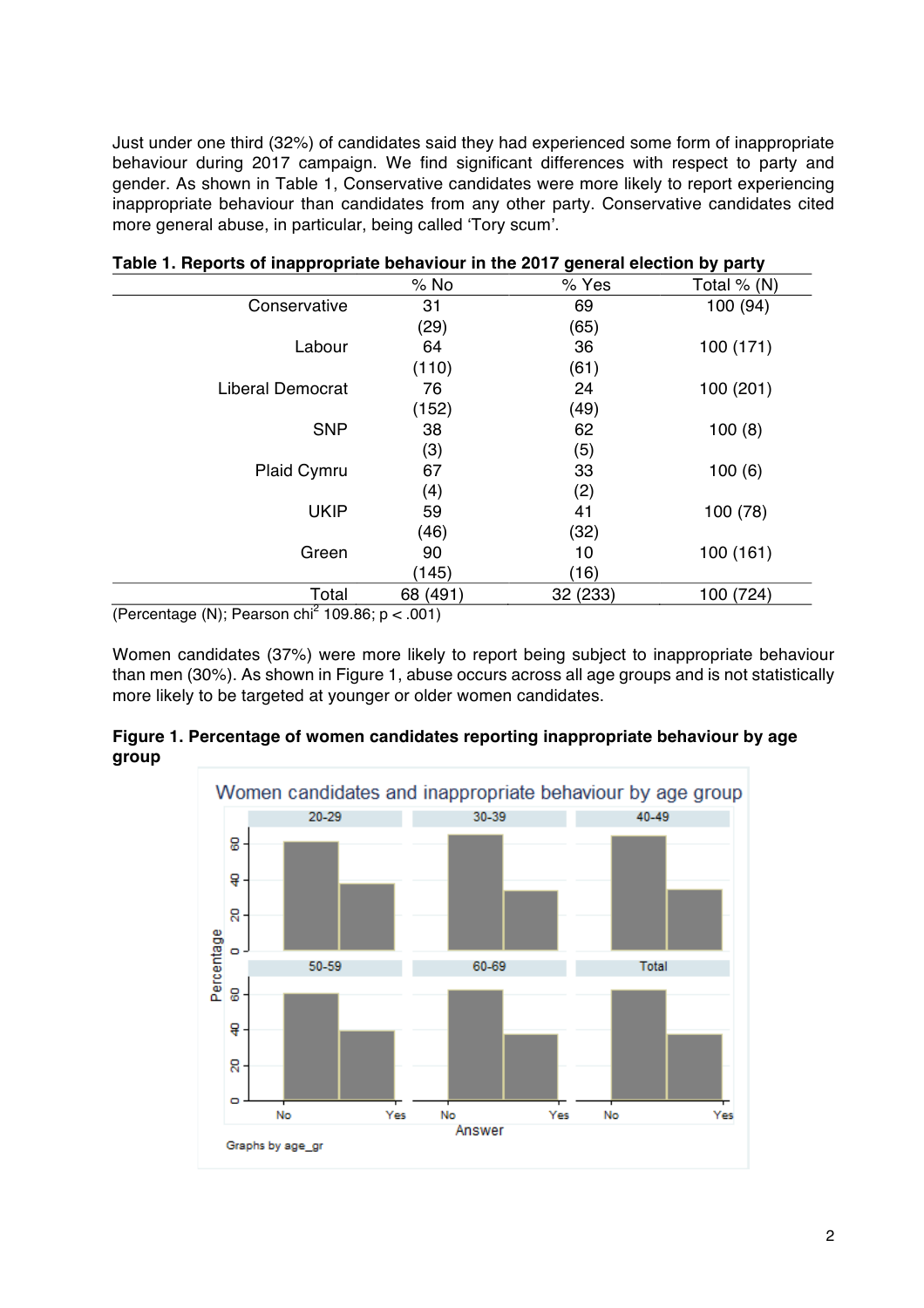Just under one third (32%) of candidates said they had experienced some form of inappropriate behaviour during 2017 campaign. We find significant differences with respect to party and gender. As shown in Table 1, Conservative candidates were more likely to report experiencing inappropriate behaviour than candidates from any other party. Conservative candidates cited more general abuse, in particular, being called 'Tory scum'.

**Table 1. Reports of inappropriate behaviour in the 2017 general election by party**

| | % No | % Yes | Total % (N) |
|---|---|---|---|
| Conservative | 31 (29) | 69 (65) | 100 (94) |
| Labour | 64 (110) | 36 (61) | 100 (171) |
| Liberal Democrat | 76 (152) | 24 (49) | 100 (201) |
| SNP | 38 (3) | 62 (5) | 100 (8) |
| Plaid Cymru | 67 (4) | 33 (2) | 100 (6) |
| UKIP | 59 (46) | 41 (32) | 100 (78) |
| Green | 90 (145) | 10 (16) | 100 (161) |
| Total | 68 (491) | 32 (233) | 100 (724) |

(Percentage (N); Pearson $chi^2$ 109.86; $p < .001$)

Women candidates (37%) were more likely to report being subject to inappropriate behaviour than men (30%). As shown in Figure 1, abuse occurs across all age groups and is not statistically more likely to be targeted at younger or older women candidates.

**Figure 1. Percentage of women candidates reporting inappropriate behaviour by age group**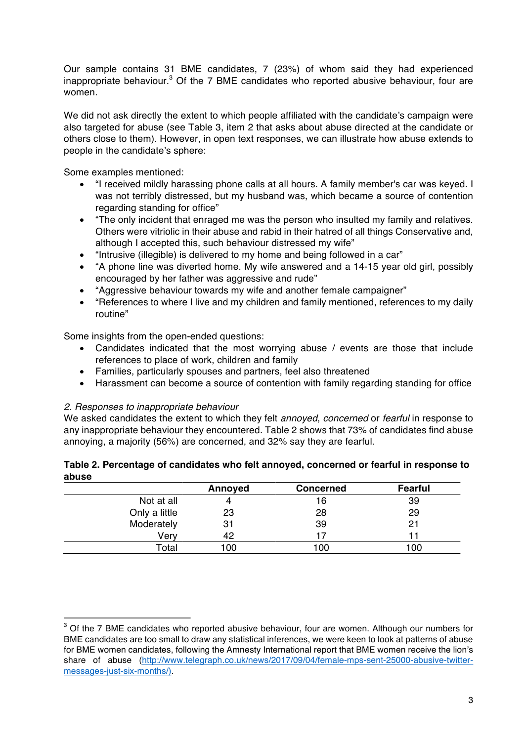Our sample contains 31 BME candidates, 7 (23%) of whom said they had experienced inappropriate behaviour.[3] Of the 7 BME candidates who reported abusive behaviour, four are women.

We did not ask directly the extent to which people affiliated with the candidate's campaign were also targeted for abuse (see Table 3, item 2 that asks about abuse directed at the candidate or others close to them). However, in open text responses, we can illustrate how abuse extends to people in the candidate's sphere:

Some examples mentioned:

- "I received mildly harassing phone calls at all hours. A family member's car was keyed. I was not terribly distressed, but my husband was, which became a source of contention regarding standing for office"
- "The only incident that enraged me was the person who insulted my family and relatives. Others were vitriolic in their abuse and rabid in their hatred of all things Conservative and, although I accepted this, such behaviour distressed my wife"
- "Intrusive (illegible) is delivered to my home and being followed in a car"
- "A phone line was diverted home. My wife answered and a 14-15 year old girl, possibly encouraged by her father was aggressive and rude"
- "Aggressive behaviour towards my wife and another female campaigner"
- "References to where I live and my children and family mentioned, references to my daily routine"

Some insights from the open-ended questions:

- Candidates indicated that the most worrying abuse / events are those that include references to place of work, children and family
- Families, particularly spouses and partners, feel also threatened
- Harassment can become a source of contention with family regarding standing for office

*2. Responses to inappropriate behaviour*

We asked candidates the extent to which they felt *annoyed*, *concerned* or *fearful* in response to any inappropriate behaviour they encountered. Table 2 shows that 73% of candidates find abuse annoying, a majority (56%) are concerned, and 32% say they are fearful.

**Table 2. Percentage of candidates who felt annoyed, concerned or fearful in response to abuse**

| | Annoyed | Concerned | Fearful |
|---|---|---|---|
| Not at all | 4 | 16 | 39 |
| Only a little | 23 | 28 | 29 |
| Moderately | 31 | 39 | 21 |
| Very | 42 | 17 | 11 |
| Total | 100 | 100 | 100 |

[3] Of the 7 BME candidates who reported abusive behaviour, four are women. Although our numbers for BME candidates are too small to draw any statistical inferences, we were keen to look at patterns of abuse for BME women candidates, following the Amnesty International report that BME women receive the lion's share of abuse (http://www.telegraph.co.uk/news/2017/09/04/female-mps-sent-25000-abusive-twitter-messages-just-six-months/).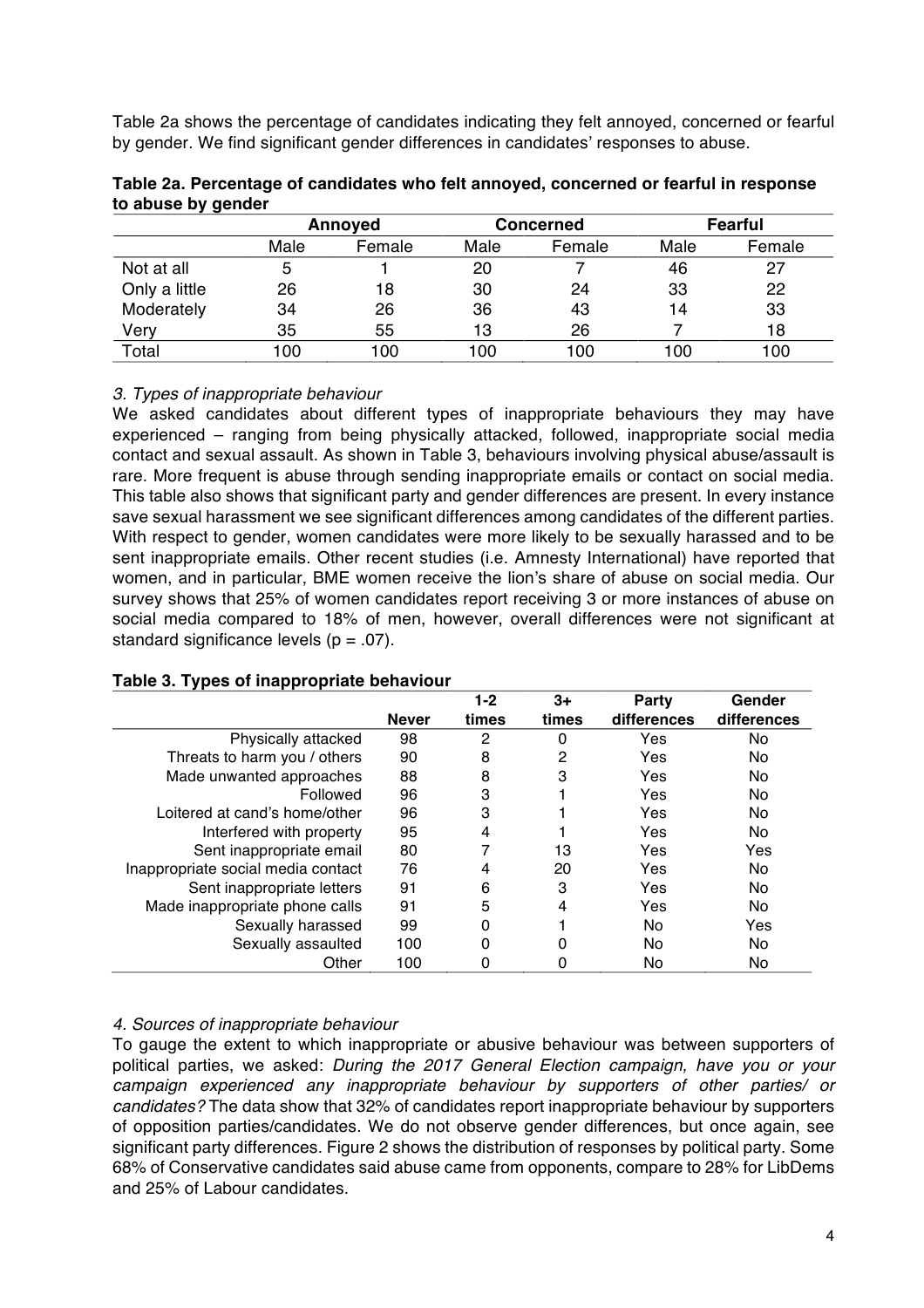Table 2a shows the percentage of candidates indicating they felt annoyed, concerned or fearful by gender. We find significant gender differences in candidates' responses to abuse.

**Table 2a. Percentage of candidates who felt annoyed, concerned or fearful in response to abuse by gender**

| | Annoyed | | Concerned | | Fearful | |
|---|---|---|---|---|---|---|
| | Male | Female | Male | Female | Male | Female |
| Not at all | 5 | 1 | 20 | 7 | 46 | 27 |
| Only a little | 26 | 18 | 30 | 24 | 33 | 22 |
| Moderately | 34 | 26 | 36 | 43 | 14 | 33 |
| Very | 35 | 55 | 13 | 26 | 7 | 18 |
| Total | 100 | 100 | 100 | 100 | 100 | 100 |

*3. Types of inappropriate behaviour*

We asked candidates about different types of inappropriate behaviours they may have experienced – ranging from being physically attacked, followed, inappropriate social media contact and sexual assault. As shown in Table 3, behaviours involving physical abuse/assault is rare. More frequent is abuse through sending inappropriate emails or contact on social media. This table also shows that significant party and gender differences are present. In every instance save sexual harassment we see significant differences among candidates of the different parties. With respect to gender, women candidates were more likely to be sexually harassed and to be sent inappropriate emails. Other recent studies (i.e. Amnesty International) have reported that women, and in particular, BME women receive the lion's share of abuse on social media. Our survey shows that 25% of women candidates report receiving 3 or more instances of abuse on social media compared to 18% of men, however, overall differences were not significant at standard significance levels ($p = .07$).

**Table 3. Types of inappropriate behaviour**

| | Never | 1-2 times | 3+ times | Party differences | Gender differences |
|---|---|---|---|---|---|
| Physically attacked | 98 | 2 | 0 | Yes | No |
| Threats to harm you / others | 90 | 8 | 2 | Yes | No |
| Made unwanted approaches | 88 | 8 | 3 | Yes | No |
| Followed | 96 | 3 | 1 | Yes | No |
| Loitered at cand's home/other | 96 | 3 | 1 | Yes | No |
| Interfered with property | 95 | 4 | 1 | Yes | No |
| Sent inappropriate email | 80 | 7 | 13 | Yes | Yes |
| Inappropriate social media contact | 76 | 4 | 20 | Yes | No |
| Sent inappropriate letters | 91 | 6 | 3 | Yes | No |
| Made inappropriate phone calls | 91 | 5 | 4 | Yes | No |
| Sexually harassed | 99 | 0 | 1 | No | Yes |
| Sexually assaulted | 100 | 0 | 0 | No | No |
| Other | 100 | 0 | 0 | No | No |

*4. Sources of inappropriate behaviour*

To gauge the extent to which inappropriate or abusive behaviour was between supporters of political parties, we asked: *During the 2017 General Election campaign, have you or your campaign experienced any inappropriate behaviour by supporters of other parties/ or candidates?* The data show that 32% of candidates report inappropriate behaviour by supporters of opposition parties/candidates. We do not observe gender differences, but once again, see significant party differences. Figure 2 shows the distribution of responses by political party. Some 68% of Conservative candidates said abuse came from opponents, compare to 28% for LibDems and 25% of Labour candidates.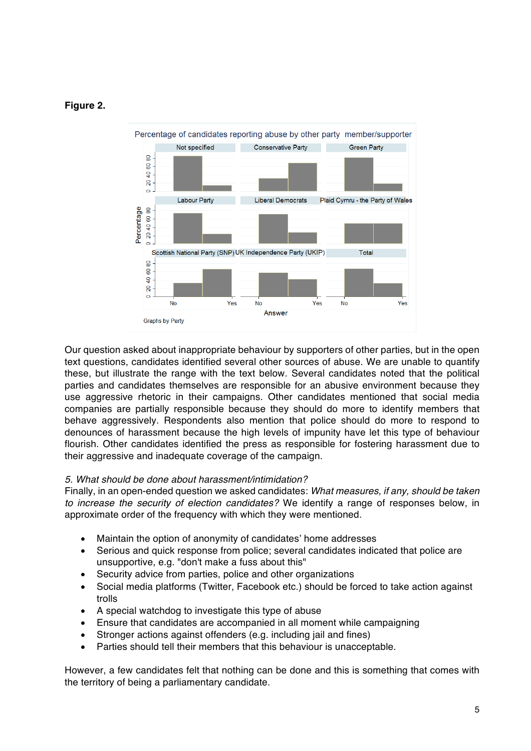**Figure 2.**

Percentage of candidates reporting abuse by other party member/supporter

Graphs by Party

Our question asked about inappropriate behaviour by supporters of other parties, but in the open text questions, candidates identified several other sources of abuse. We are unable to quantify these, but illustrate the range with the text below. Several candidates noted that the political parties and candidates themselves are responsible for an abusive environment because they use aggressive rhetoric in their campaigns. Other candidates mentioned that social media companies are partially responsible because they should do more to identify members that behave aggressively. Respondents also mention that police should do more to respond to denounces of harassment because the high levels of impunity have let this type of behaviour flourish. Other candidates identified the press as responsible for fostering harassment due to their aggressive and inadequate coverage of the campaign.

*5. What should be done about harassment/intimidation?*

Finally, in an open-ended question we asked candidates: *What measures, if any, should be taken to increase the security of election candidates?* We identify a range of responses below, in approximate order of the frequency with which they were mentioned.

- Maintain the option of anonymity of candidates' home addresses
- Serious and quick response from police; several candidates indicated that police are unsupportive, e.g. "don't make a fuss about this"
- Security advice from parties, police and other organizations
- Social media platforms (Twitter, Facebook etc.) should be forced to take action against trolls
- A special watchdog to investigate this type of abuse
- Ensure that candidates are accompanied in all moment while campaigning
- Stronger actions against offenders (e.g. including jail and fines)
- Parties should tell their members that this behaviour is unacceptable.

However, a few candidates felt that nothing can be done and this is something that comes with the territory of being a parliamentary candidate.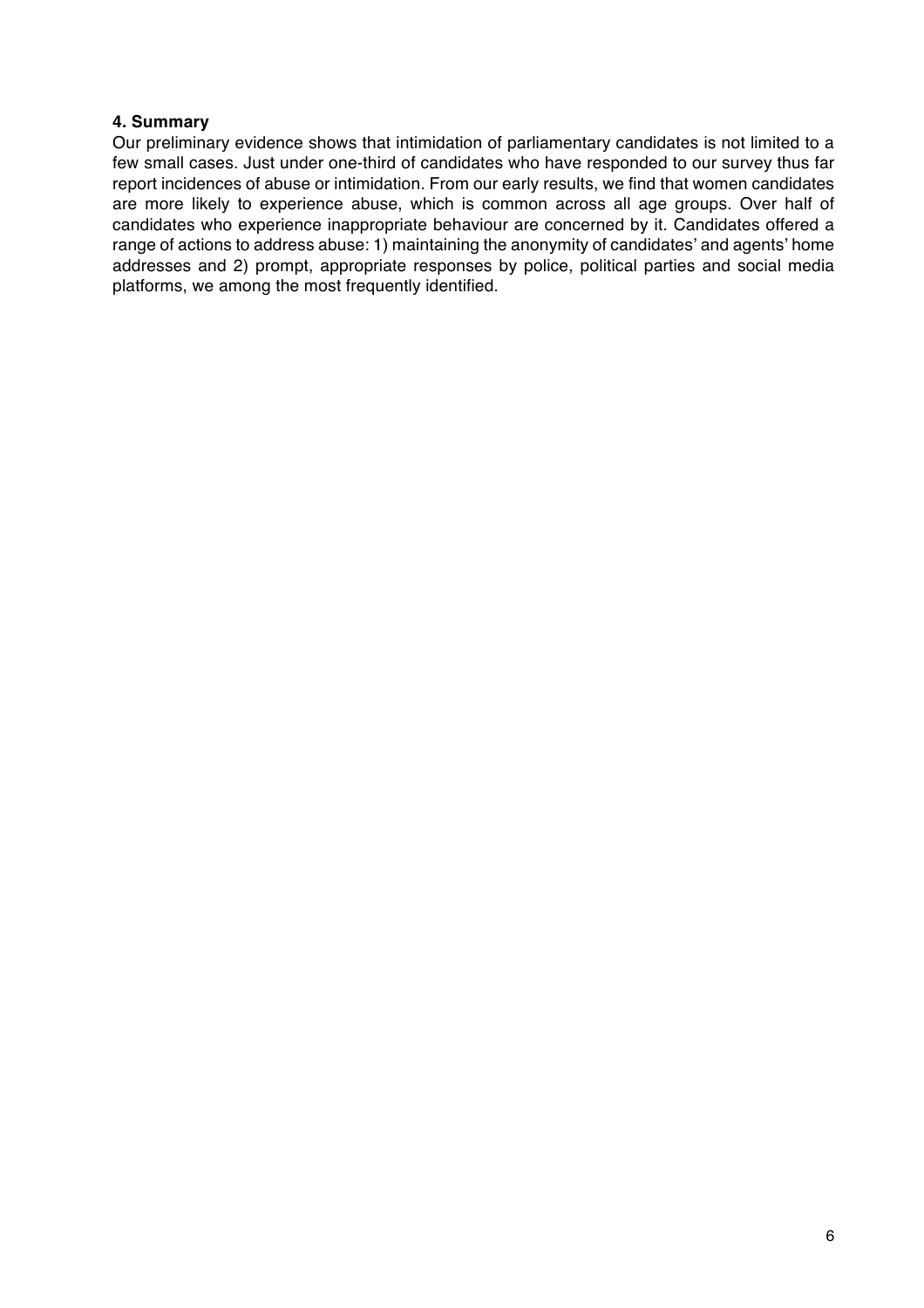### 4. Summary

Our preliminary evidence shows that intimidation of parliamentary candidates is not limited to a few small cases. Just under one-third of candidates who have responded to our survey thus far report incidences of abuse or intimidation. From our early results, we find that women candidates are more likely to experience abuse, which is common across all age groups. Over half of candidates who experience inappropriate behaviour are concerned by it. Candidates offered a range of actions to address abuse: 1) maintaining the anonymity of candidates' and agents' home addresses and 2) prompt, appropriate responses by police, political parties and social media platforms, we among the most frequently identified.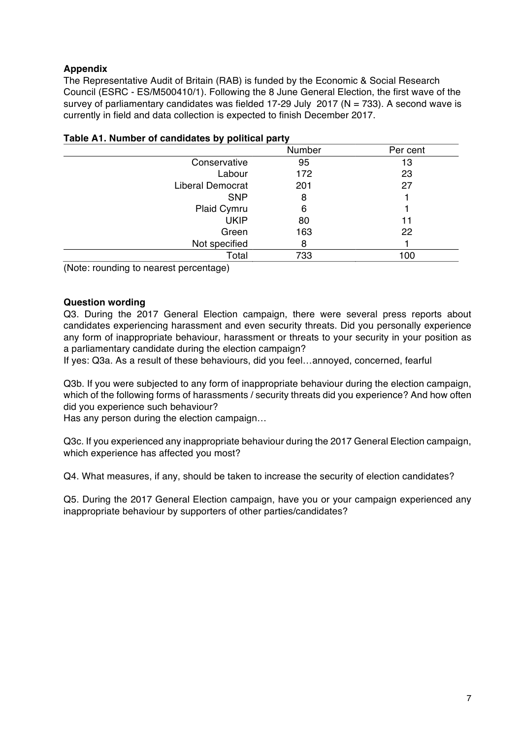**Appendix**

The Representative Audit of Britain (RAB) is funded by the Economic & Social Research Council (ESRC - ES/M500410/1). Following the 8 June General Election, the first wave of the survey of parliamentary candidates was fielded 17-29 July 2017 (N = 733). A second wave is currently in field and data collection is expected to finish December 2017.

**Table A1. Number of candidates by political party**

| | Number | Per cent |
|---|---|---|
| Conservative | 95 | 13 |
| Labour | 172 | 23 |
| Liberal Democrat | 201 | 27 |
| SNP | 8 | 1 |
| Plaid Cymru | 6 | 1 |
| UKIP | 80 | 11 |
| Green | 163 | 22 |
| Not specified | 8 | 1 |
| Total | 733 | 100 |

(Note: rounding to nearest percentage)

**Question wording**

Q3. During the 2017 General Election campaign, there were several press reports about candidates experiencing harassment and even security threats. Did you personally experience any form of inappropriate behaviour, harassment or threats to your security in your position as a parliamentary candidate during the election campaign?

If yes: Q3a. As a result of these behaviours, did you feel…annoyed, concerned, fearful

Q3b. If you were subjected to any form of inappropriate behaviour during the election campaign, which of the following forms of harassments / security threats did you experience? And how often did you experience such behaviour?

Has any person during the election campaign…

Q3c. If you experienced any inappropriate behaviour during the 2017 General Election campaign, which experience has affected you most?

Q4. What measures, if any, should be taken to increase the security of election candidates?

Q5. During the 2017 General Election campaign, have you or your campaign experienced any inappropriate behaviour by supporters of other parties/candidates?